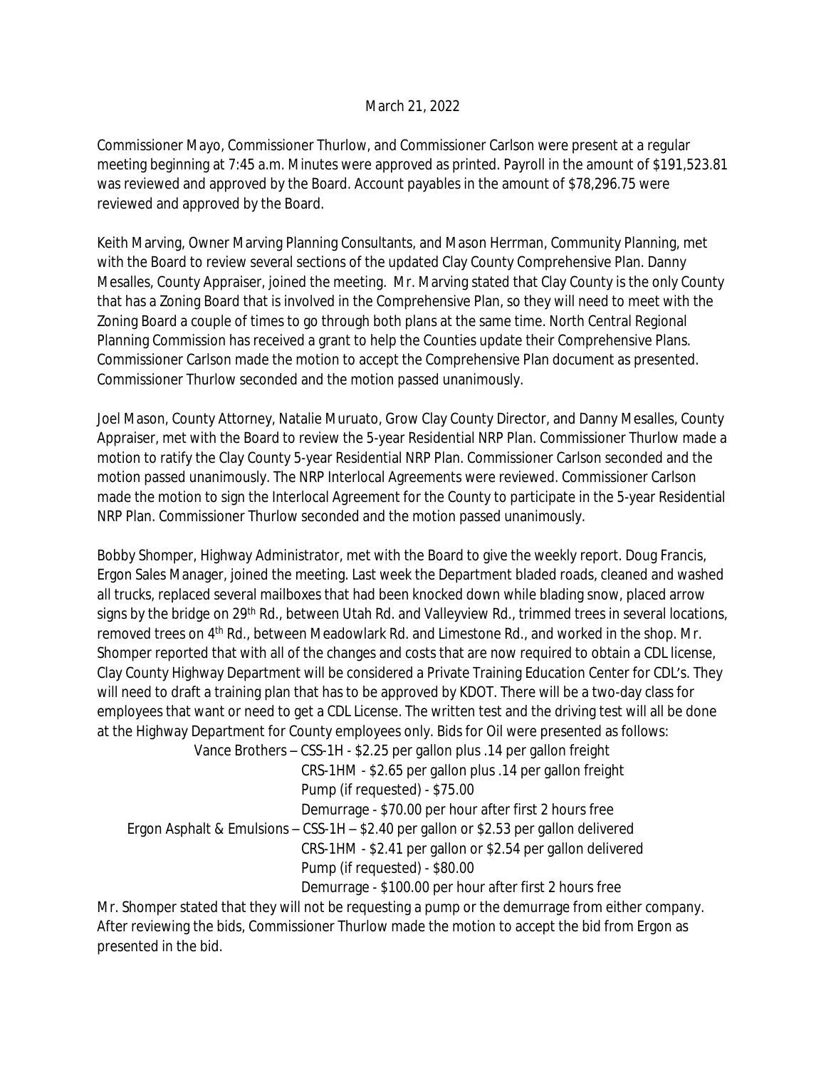March 21, 2022

Commissioner Mayo, Commissioner Thurlow, and Commissioner Carlson were present at a regular meeting beginning at 7:45 a.m. Minutes were approved as printed. Payroll in the amount of $191,523.81 was reviewed and approved by the Board. Account payables in the amount of $78,296.75 were reviewed and approved by the Board.

Keith Marving, Owner Marving Planning Consultants, and Mason Herrman, Community Planning, met with the Board to review several sections of the updated Clay County Comprehensive Plan. Danny Mesalles, County Appraiser, joined the meeting. Mr. Marving stated that Clay County is the only County that has a Zoning Board that is involved in the Comprehensive Plan, so they will need to meet with the Zoning Board a couple of times to go through both plans at the same time. North Central Regional Planning Commission has received a grant to help the Counties update their Comprehensive Plans. Commissioner Carlson made the motion to accept the Comprehensive Plan document as presented. Commissioner Thurlow seconded and the motion passed unanimously.

Joel Mason, County Attorney, Natalie Muruato, Grow Clay County Director, and Danny Mesalles, County Appraiser, met with the Board to review the 5-year Residential NRP Plan. Commissioner Thurlow made a motion to ratify the Clay County 5-year Residential NRP Plan. Commissioner Carlson seconded and the motion passed unanimously. The NRP Interlocal Agreements were reviewed. Commissioner Carlson made the motion to sign the Interlocal Agreement for the County to participate in the 5-year Residential NRP Plan. Commissioner Thurlow seconded and the motion passed unanimously.

Bobby Shomper, Highway Administrator, met with the Board to give the weekly report. Doug Francis, Ergon Sales Manager, joined the meeting. Last week the Department bladed roads, cleaned and washed all trucks, replaced several mailboxes that had been knocked down while blading snow, placed arrow signs by the bridge on 29th Rd., between Utah Rd. and Valleyview Rd., trimmed trees in several locations, removed trees on 4th Rd., between Meadowlark Rd. and Limestone Rd., and worked in the shop. Mr. Shomper reported that with all of the changes and costs that are now required to obtain a CDL license, Clay County Highway Department will be considered a Private Training Education Center for CDL's. They will need to draft a training plan that has to be approved by KDOT. There will be a two-day class for employees that want or need to get a CDL License. The written test and the driving test will all be done at the Highway Department for County employees only. Bids for Oil were presented as follows:

Vance Brothers – CSS-1H - $2.25 per gallon plus .14 per gallon freight
CRS-1HM - $2.65 per gallon plus .14 per gallon freight
Pump (if requested) - $75.00
Demurrage - $70.00 per hour after first 2 hours free

Ergon Asphalt & Emulsions – CSS-1H – $2.40 per gallon or $2.53 per gallon delivered
CRS-1HM - $2.41 per gallon or $2.54 per gallon delivered
Pump (if requested) - $80.00
Demurrage - $100.00 per hour after first 2 hours free

Mr. Shomper stated that they will not be requesting a pump or the demurrage from either company. After reviewing the bids, Commissioner Thurlow made the motion to accept the bid from Ergon as presented in the bid.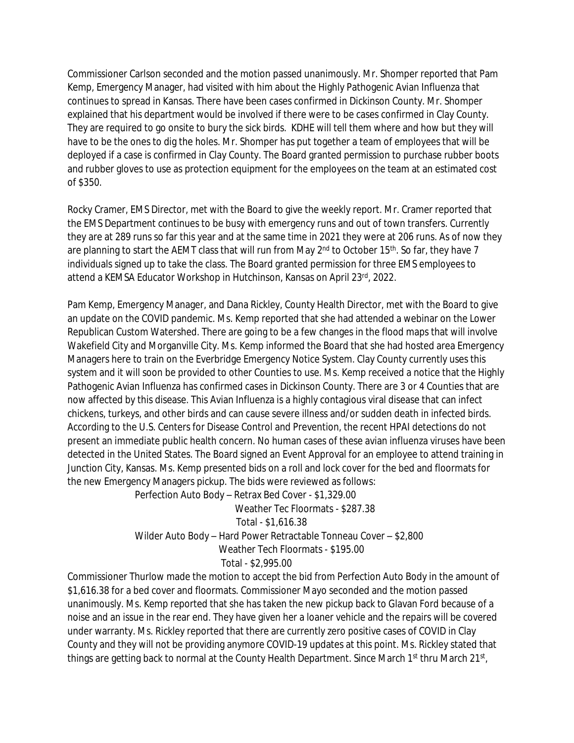Commissioner Carlson seconded and the motion passed unanimously. Mr. Shomper reported that Pam Kemp, Emergency Manager, had visited with him about the Highly Pathogenic Avian Influenza that continues to spread in Kansas. There have been cases confirmed in Dickinson County. Mr. Shomper explained that his department would be involved if there were to be cases confirmed in Clay County. They are required to go onsite to bury the sick birds. KDHE will tell them where and how but they will have to be the ones to dig the holes. Mr. Shomper has put together a team of employees that will be deployed if a case is confirmed in Clay County. The Board granted permission to purchase rubber boots and rubber gloves to use as protection equipment for the employees on the team at an estimated cost of $350.

Rocky Cramer, EMS Director, met with the Board to give the weekly report. Mr. Cramer reported that the EMS Department continues to be busy with emergency runs and out of town transfers. Currently they are at 289 runs so far this year and at the same time in 2021 they were at 206 runs. As of now they are planning to start the AEMT class that will run from May 2nd to October 15th. So far, they have 7 individuals signed up to take the class. The Board granted permission for three EMS employees to attend a KEMSA Educator Workshop in Hutchinson, Kansas on April 23rd, 2022.

Pam Kemp, Emergency Manager, and Dana Rickley, County Health Director, met with the Board to give an update on the COVID pandemic. Ms. Kemp reported that she had attended a webinar on the Lower Republican Custom Watershed. There are going to be a few changes in the flood maps that will involve Wakefield City and Morganville City. Ms. Kemp informed the Board that she had hosted area Emergency Managers here to train on the Everbridge Emergency Notice System. Clay County currently uses this system and it will soon be provided to other Counties to use. Ms. Kemp received a notice that the Highly Pathogenic Avian Influenza has confirmed cases in Dickinson County. There are 3 or 4 Counties that are now affected by this disease. This Avian Influenza is a highly contagious viral disease that can infect chickens, turkeys, and other birds and can cause severe illness and/or sudden death in infected birds. According to the U.S. Centers for Disease Control and Prevention, the recent HPAI detections do not present an immediate public health concern. No human cases of these avian influenza viruses have been detected in the United States. The Board signed an Event Approval for an employee to attend training in Junction City, Kansas. Ms. Kemp presented bids on a roll and lock cover for the bed and floormats for the new Emergency Managers pickup. The bids were reviewed as follows:

Perfection Auto Body – Retrax Bed Cover - $1,329.00
Weather Tec Floormats - $287.38
Total - $1,616.38

Wilder Auto Body – Hard Power Retractable Tonneau Cover – $2,800
Weather Tech Floormats - $195.00
Total - $2,995.00

Commissioner Thurlow made the motion to accept the bid from Perfection Auto Body in the amount of $1,616.38 for a bed cover and floormats. Commissioner Mayo seconded and the motion passed unanimously. Ms. Kemp reported that she has taken the new pickup back to Glavan Ford because of a noise and an issue in the rear end. They have given her a loaner vehicle and the repairs will be covered under warranty. Ms. Rickley reported that there are currently zero positive cases of COVID in Clay County and they will not be providing anymore COVID-19 updates at this point. Ms. Rickley stated that things are getting back to normal at the County Health Department. Since March 1st thru March 21st,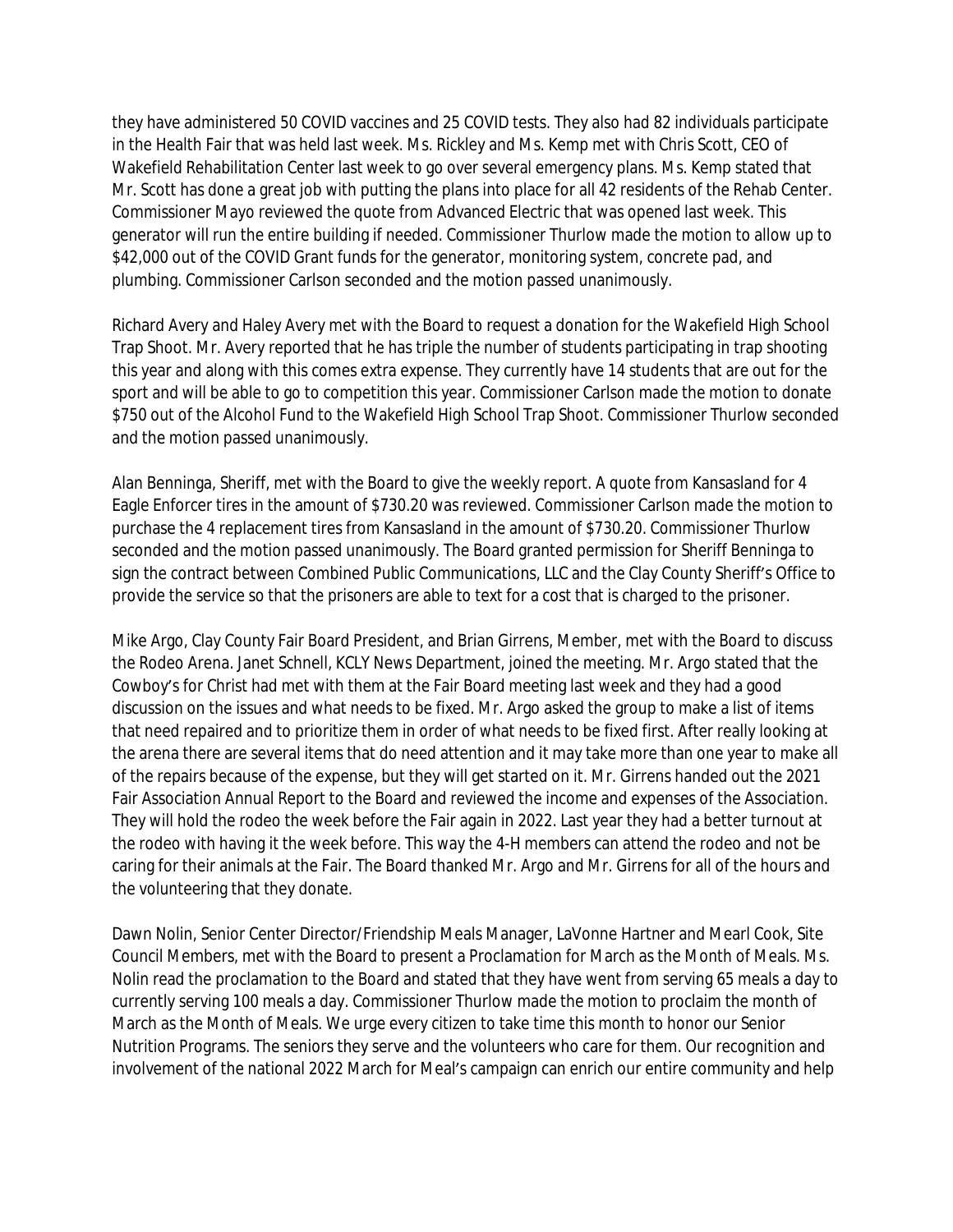they have administered 50 COVID vaccines and 25 COVID tests. They also had 82 individuals participate in the Health Fair that was held last week. Ms. Rickley and Ms. Kemp met with Chris Scott, CEO of Wakefield Rehabilitation Center last week to go over several emergency plans. Ms. Kemp stated that Mr. Scott has done a great job with putting the plans into place for all 42 residents of the Rehab Center. Commissioner Mayo reviewed the quote from Advanced Electric that was opened last week. This generator will run the entire building if needed. Commissioner Thurlow made the motion to allow up to $42,000 out of the COVID Grant funds for the generator, monitoring system, concrete pad, and plumbing. Commissioner Carlson seconded and the motion passed unanimously.

Richard Avery and Haley Avery met with the Board to request a donation for the Wakefield High School Trap Shoot. Mr. Avery reported that he has triple the number of students participating in trap shooting this year and along with this comes extra expense. They currently have 14 students that are out for the sport and will be able to go to competition this year. Commissioner Carlson made the motion to donate $750 out of the Alcohol Fund to the Wakefield High School Trap Shoot. Commissioner Thurlow seconded and the motion passed unanimously.

Alan Benninga, Sheriff, met with the Board to give the weekly report. A quote from Kansasland for 4 Eagle Enforcer tires in the amount of $730.20 was reviewed. Commissioner Carlson made the motion to purchase the 4 replacement tires from Kansasland in the amount of $730.20. Commissioner Thurlow seconded and the motion passed unanimously. The Board granted permission for Sheriff Benninga to sign the contract between Combined Public Communications, LLC and the Clay County Sheriff's Office to provide the service so that the prisoners are able to text for a cost that is charged to the prisoner.

Mike Argo, Clay County Fair Board President, and Brian Girrens, Member, met with the Board to discuss the Rodeo Arena. Janet Schnell, KCLY News Department, joined the meeting. Mr. Argo stated that the Cowboy's for Christ had met with them at the Fair Board meeting last week and they had a good discussion on the issues and what needs to be fixed. Mr. Argo asked the group to make a list of items that need repaired and to prioritize them in order of what needs to be fixed first. After really looking at the arena there are several items that do need attention and it may take more than one year to make all of the repairs because of the expense, but they will get started on it. Mr. Girrens handed out the 2021 Fair Association Annual Report to the Board and reviewed the income and expenses of the Association. They will hold the rodeo the week before the Fair again in 2022. Last year they had a better turnout at the rodeo with having it the week before. This way the 4-H members can attend the rodeo and not be caring for their animals at the Fair. The Board thanked Mr. Argo and Mr. Girrens for all of the hours and the volunteering that they donate.

Dawn Nolin, Senior Center Director/Friendship Meals Manager, LaVonne Hartner and Mearl Cook, Site Council Members, met with the Board to present a Proclamation for March as the Month of Meals. Ms. Nolin read the proclamation to the Board and stated that they have went from serving 65 meals a day to currently serving 100 meals a day. Commissioner Thurlow made the motion to proclaim the month of March as the Month of Meals. We urge every citizen to take time this month to honor our Senior Nutrition Programs. The seniors they serve and the volunteers who care for them. Our recognition and involvement of the national 2022 March for Meal's campaign can enrich our entire community and help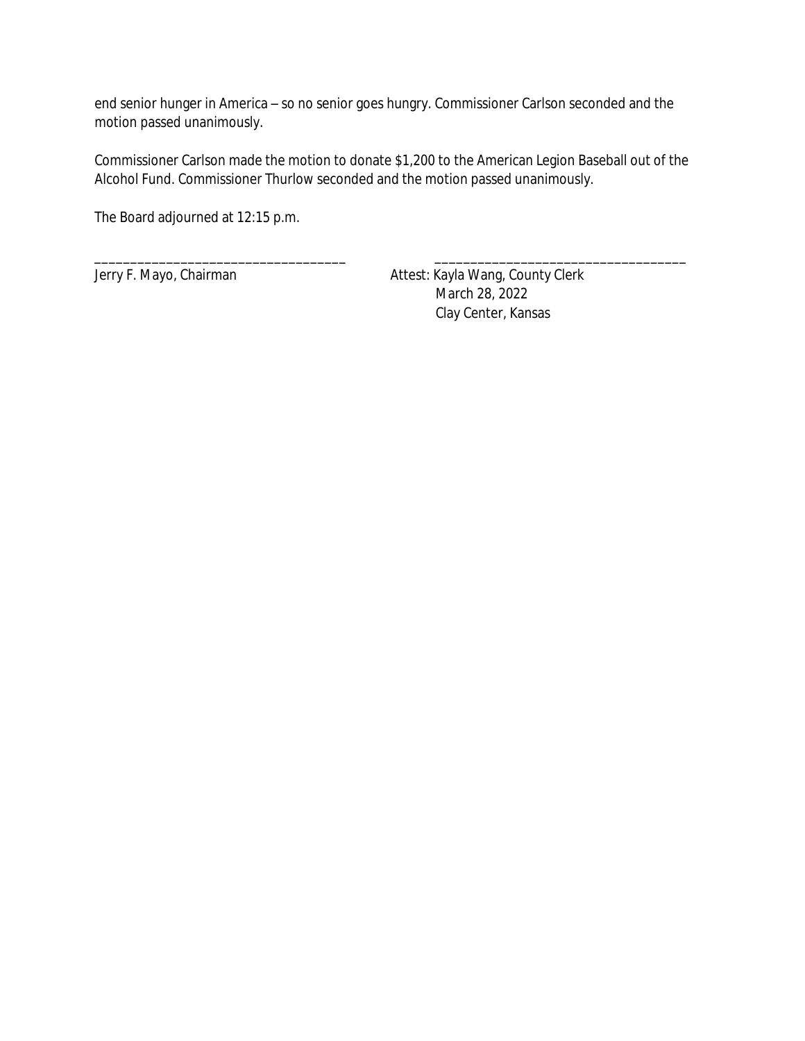end senior hunger in America – so no senior goes hungry. Commissioner Carlson seconded and the motion passed unanimously.

Commissioner Carlson made the motion to donate $1,200 to the American Legion Baseball out of the Alcohol Fund. Commissioner Thurlow seconded and the motion passed unanimously.

The Board adjourned at 12:15 p.m.

\_\_\_\_\_\_\_\_\_\_\_\_\_\_\_\_\_\_\_\_\_\_\_\_\_\_\_\_\_\_\_\_\_\_\_\_ \_\_\_\_\_\_\_\_\_\_\_\_\_\_\_\_\_\_\_\_\_\_\_\_\_\_\_\_\_\_\_\_\_\_\_\_

Jerry F. Mayo, Chairman

Attest: Kayla Wang, County Clerk
March 28, 2022
Clay Center, Kansas